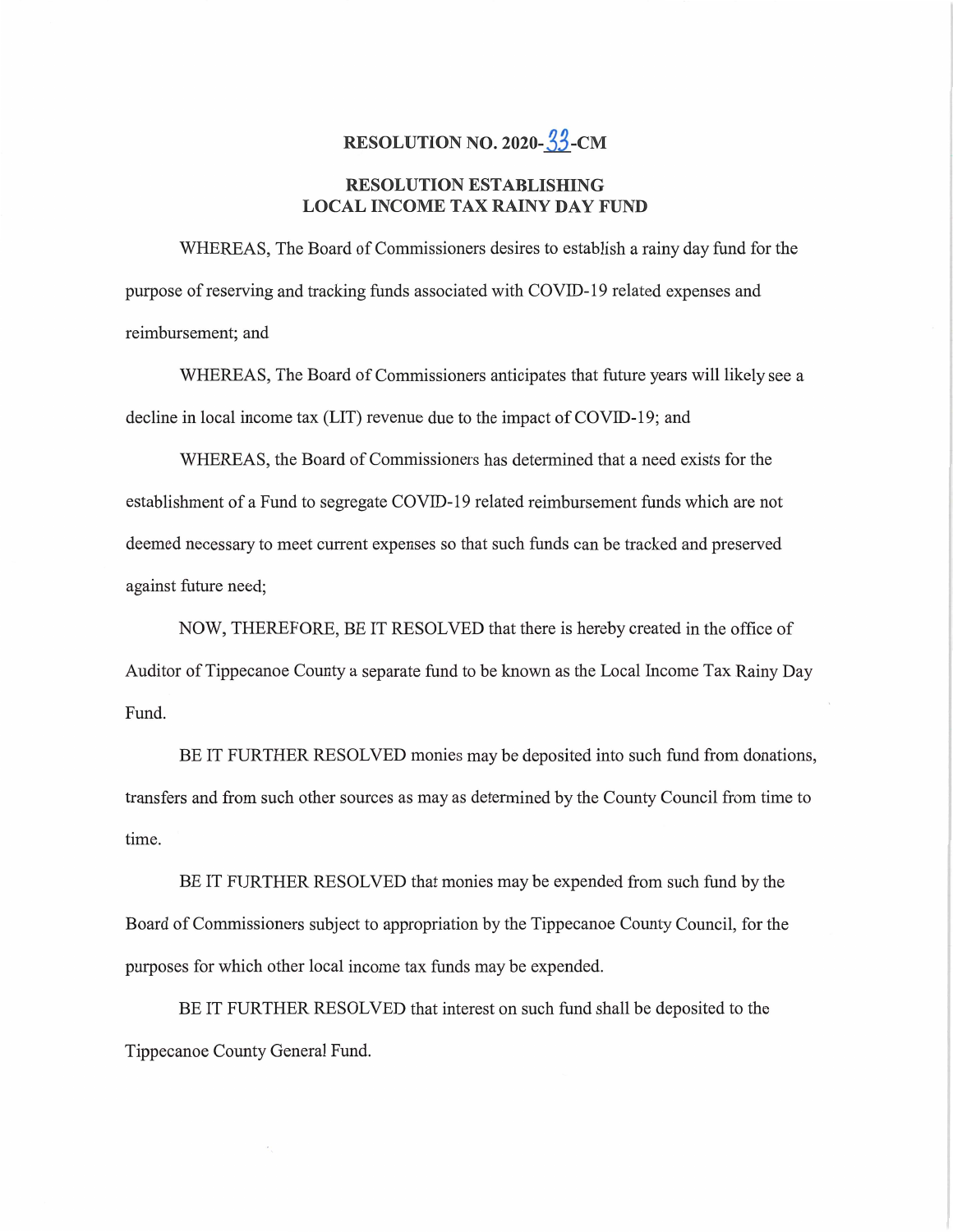# RESOLUTION NO. 2020-33-CM

## RESOLUTION ESTABLISHING LOCAL INCOME TAX RAINY DAY FUND

WHEREAS, The Board of Commissioners desires to establish a rainy day fund for the purpose of reserving and tracking funds associated with COVID-19 related expenses and reimbursement; and

WHEREAS, The Board of Commissioners anticipates that future years will likely see a decline in local income tax (LIT) revenue due to the impact of COVID-19; and

WHEREAS, the Board of Commissioners has determined that a need exists for the establishment of a Fund to segregate COVID-19 related reimbursement funds which are not deemed necessary to meet current expenses so that such funds can be tracked and preserved against future need;

NOW, THEREFORE, BE IT RESOLVED that there is hereby created in the office of Auditor of Tippecanoe County a separate fund to be known as the Local Income Tax Rainy Day Fund.

BE IT FURTHER RESOLVED monies may be deposited into such fund from donations, transfers and from such other sources as may as determined by the County Council from time to time.

BE IT FURTHER RESOLVED that monies may be expended from such fund by the Board of Commissioners subject to appropriation by the Tippecanoe County Council, for the purposes for which other local income tax funds may be expended.

BE IT FURTHER RESOLVED that interest on such fund shall be deposited to the Tippecanoe County General Fund.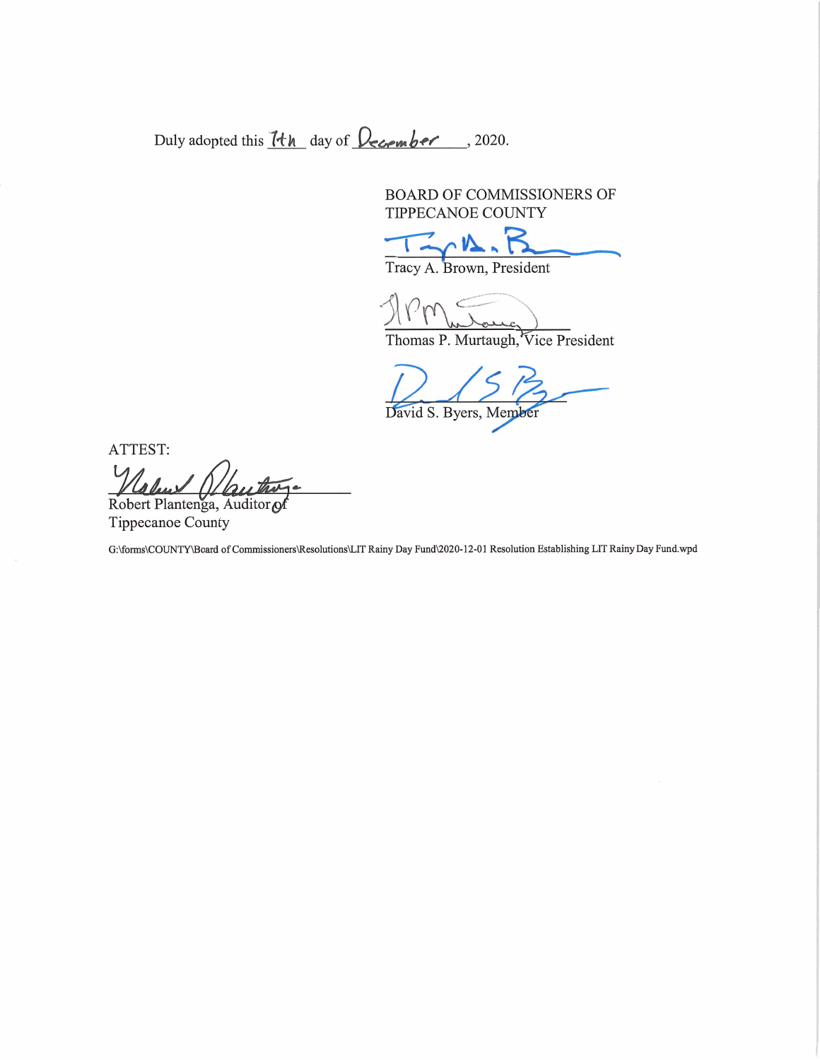Duly adopted this 7th day of December, 2020.

BOARD OF COMMISSIONERS OF
TIPPECANOE COUNTY

Tracy A. Brown, President

Thomas P. Murtaugh, Vice President

David S. Byers, Member

ATTEST:

Robert Plantenga, Auditor of
Tippecanoe County

G:\forms\COUNTY\Board of Commissioners\Resolutions\LIT Rainy Day Fund\2020-12-01 Resolution Establishing LIT Rainy Day Fund.wpd